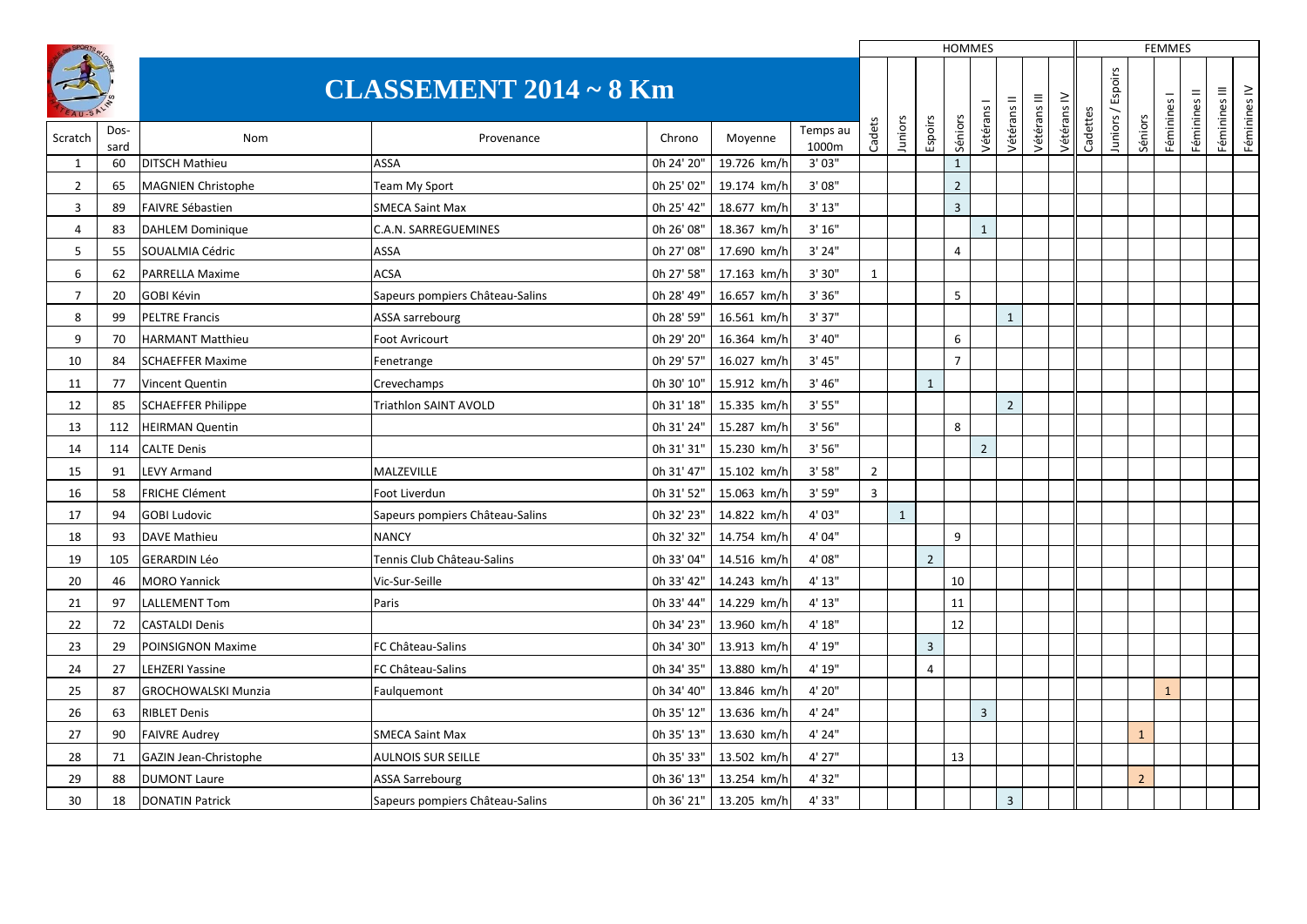# CLASSEMENT 2014 ~ 8 Km

| Scratch | Dos-sard | Nom | Provenance | Chrono | Moyenne | Temps au 1000m | HOMMES | | | | | | | | FEMMES | | | | | | |
|---|---|---|---|---|---|---|---|---|---|---|---|---|---|---|---|---|---|---|---|---|---|
| | | | | | | | Cadets | Juniors | Espoirs | Séniors | Vétérans I | Vétérans II | Vétérans III | Vétérans IV | Cadettes | Juniors / Espoirs | Séniors | Féminines I | Féminines II | Féminines III | Féminines IV |
| 1 | 60 | DITSCH Mathieu | ASSA | 0h 24' 20" | 19.726 km/h | 3' 03" | | | | 1 | | | | | | | | | | | |
| 2 | 65 | MAGNIEN Christophe | Team My Sport | 0h 25' 02" | 19.174 km/h | 3' 08" | | | | 2 | | | | | | | | | | | |
| 3 | 89 | FAIVRE Sébastien | SMECA Saint Max | 0h 25' 42" | 18.677 km/h | 3' 13" | | | | 3 | | | | | | | | | | | |
| 4 | 83 | DAHLEM Dominique | C.A.N. SARREGUEMINES | 0h 26' 08" | 18.367 km/h | 3' 16" | | | | | 1 | | | | | | | | | | |
| 5 | 55 | SOUALMIA Cédric | ASSA | 0h 27' 08" | 17.690 km/h | 3' 24" | | | | 4 | | | | | | | | | | | |
| 6 | 62 | PARRELLA Maxime | ACSA | 0h 27' 58" | 17.163 km/h | 3' 30" | 1 | | | | | | | | | | | | | | |
| 7 | 20 | GOBI Kévin | Sapeurs pompiers Château-Salins | 0h 28' 49" | 16.657 km/h | 3' 36" | | | | 5 | | | | | | | | | | | |
| 8 | 99 | PELTRE Francis | ASSA sarrebourg | 0h 28' 59" | 16.561 km/h | 3' 37" | | | | | | 1 | | | | | | | | | |
| 9 | 70 | HARMANT Matthieu | Foot Avricourt | 0h 29' 20" | 16.364 km/h | 3' 40" | | | | 6 | | | | | | | | | | | |
| 10 | 84 | SCHAEFFER Maxime | Fenetrange | 0h 29' 57" | 16.027 km/h | 3' 45" | | | | 7 | | | | | | | | | | | |
| 11 | 77 | Vincent Quentin | Crevechamps | 0h 30' 10" | 15.912 km/h | 3' 46" | | | 1 | | | | | | | | | | | | |
| 12 | 85 | SCHAEFFER Philippe | Triathlon SAINT AVOLD | 0h 31' 18" | 15.335 km/h | 3' 55" | | | | | | 2 | | | | | | | | | |
| 13 | 112 | HEIRMAN Quentin | | 0h 31' 24" | 15.287 km/h | 3' 56" | | | | 8 | | | | | | | | | | | |
| 14 | 114 | CALTE Denis | | 0h 31' 31" | 15.230 km/h | 3' 56" | | | | | 2 | | | | | | | | | | |
| 15 | 91 | LEVY Armand | MALZEVILLE | 0h 31' 47" | 15.102 km/h | 3' 58" | 2 | | | | | | | | | | | | | | |
| 16 | 58 | FRICHE Clément | Foot Liverdun | 0h 31' 52" | 15.063 km/h | 3' 59" | 3 | | | | | | | | | | | | | | |
| 17 | 94 | GOBI Ludovic | Sapeurs pompiers Château-Salins | 0h 32' 23" | 14.822 km/h | 4' 03" | | 1 | | | | | | | | | | | | | |
| 18 | 93 | DAVE Mathieu | NANCY | 0h 32' 32" | 14.754 km/h | 4' 04" | | | | 9 | | | | | | | | | | | |
| 19 | 105 | GERARDIN Léo | Tennis Club Château-Salins | 0h 33' 04" | 14.516 km/h | 4' 08" | | | 2 | | | | | | | | | | | | |
| 20 | 46 | MORO Yannick | Vic-Sur-Seille | 0h 33' 42" | 14.243 km/h | 4' 13" | | | | 10 | | | | | | | | | | | |
| 21 | 97 | LALLEMENT Tom | Paris | 0h 33' 44" | 14.229 km/h | 4' 13" | | | | 11 | | | | | | | | | | | |
| 22 | 72 | CASTALDI Denis | | 0h 34' 23" | 13.960 km/h | 4' 18" | | | | 12 | | | | | | | | | | | |
| 23 | 29 | POINSIGNON Maxime | FC Château-Salins | 0h 34' 30" | 13.913 km/h | 4' 19" | | | 3 | | | | | | | | | | | | |
| 24 | 27 | LEHZERI Yassine | FC Château-Salins | 0h 34' 35" | 13.880 km/h | 4' 19" | | | 4 | | | | | | | | | | | | |
| 25 | 87 | GROCHOWALSKI Munzia | Faulquemont | 0h 34' 40" | 13.846 km/h | 4' 20" | | | | | | | | | | | | 1 | | | |
| 26 | 63 | RIBLET Denis | | 0h 35' 12" | 13.636 km/h | 4' 24" | | | | | 3 | | | | | | | | | | |
| 27 | 90 | FAIVRE Audrey | SMECA Saint Max | 0h 35' 13" | 13.630 km/h | 4' 24" | | | | | | | | | | | 1 | | | | |
| 28 | 71 | GAZIN Jean-Christophe | AULNOIS SUR SEILLE | 0h 35' 33" | 13.502 km/h | 4' 27" | | | | 13 | | | | | | | | | | | |
| 29 | 88 | DUMONT Laure | ASSA Sarrebourg | 0h 36' 13" | 13.254 km/h | 4' 32" | | | | | | | | | | | 2 | | | | |
| 30 | 18 | DONATIN Patrick | Sapeurs pompiers Château-Salins | 0h 36' 21" | 13.205 km/h | 4' 33" | | | | | | 3 | | | | | | | | | |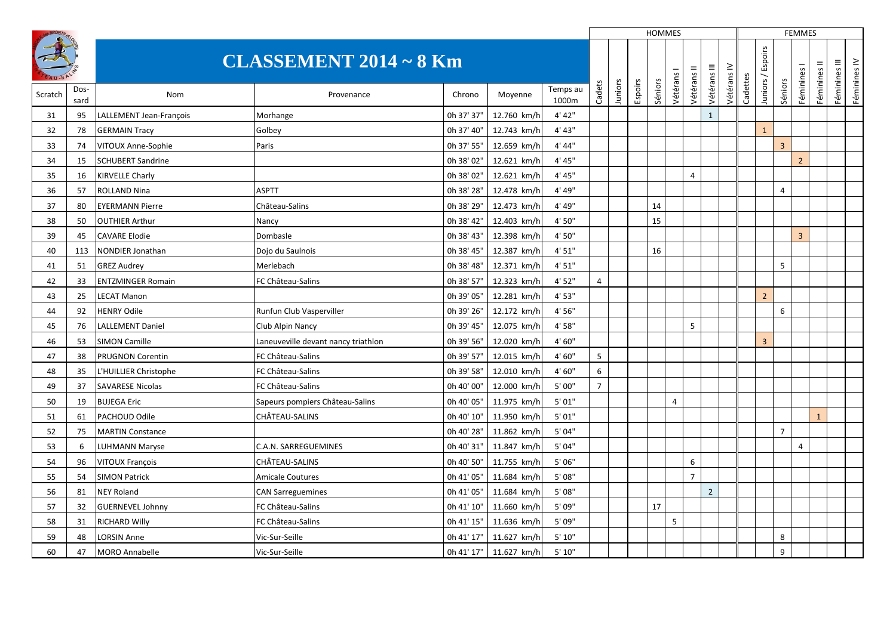# CLASSEMENT 2014 ~ 8 Km

| | | | | | | | HOMMES | | | | | | | | FEMMES | | | | | | |
|---|---|---|---|---|---|---|---|---|---|---|---|---|---|---|---|---|---|---|---|---|---|
| Scratch | Dos-sard | Nom | Provenance | Chrono | Moyenne | Temps au 1000m | Cadets | Juniors | Espoirs | Séniors | Vétérans I | Vétérans II | Vétérans III | Vétérans IV | Cadettes | Juniors / Espoirs | Séniors | Féminines I | Féminines II | Féminines III | Féminines IV |
| 31 | 95 | LALLEMENT Jean-François | Morhange | 0h 37' 37" | 12.760 km/h | 4' 42" | | | | | | | 1 | | | | | | | | |
| 32 | 78 | GERMAIN Tracy | Golbey | 0h 37' 40" | 12.743 km/h | 4' 43" | | | | | | | | | | 1 | | | | | |
| 33 | 74 | VITOUX Anne-Sophie | Paris | 0h 37' 55" | 12.659 km/h | 4' 44" | | | | | | | | | | | 3 | | | | |
| 34 | 15 | SCHUBERT Sandrine | | 0h 38' 02" | 12.621 km/h | 4' 45" | | | | | | | | | | | | 2 | | | |
| 35 | 16 | KIRVELLE Charly | | 0h 38' 02" | 12.621 km/h | 4' 45" | | | | | | 4 | | | | | | | | | |
| 36 | 57 | ROLLAND Nina | ASPTT | 0h 38' 28" | 12.478 km/h | 4' 49" | | | | | | | | | | | 4 | | | | |
| 37 | 80 | EYERMANN Pierre | Château-Salins | 0h 38' 29" | 12.473 km/h | 4' 49" | | | | 14 | | | | | | | | | | | |
| 38 | 50 | OUTHIER Arthur | Nancy | 0h 38' 42" | 12.403 km/h | 4' 50" | | | | 15 | | | | | | | | | | | |
| 39 | 45 | CAVARE Elodie | Dombasle | 0h 38' 43" | 12.398 km/h | 4' 50" | | | | | | | | | | | | 3 | | | |
| 40 | 113 | NONDIER Jonathan | Dojo du Saulnois | 0h 38' 45" | 12.387 km/h | 4' 51" | | | | 16 | | | | | | | | | | | |
| 41 | 51 | GREZ Audrey | Merlebach | 0h 38' 48" | 12.371 km/h | 4' 51" | | | | | | | | | | | 5 | | | | |
| 42 | 33 | ENTZMINGER Romain | FC Château-Salins | 0h 38' 57" | 12.323 km/h | 4' 52" | 4 | | | | | | | | | | | | | | |
| 43 | 25 | LECAT Manon | | 0h 39' 05" | 12.281 km/h | 4' 53" | | | | | | | | | | 2 | | | | | |
| 44 | 92 | HENRY Odile | Runfun Club Vasperviller | 0h 39' 26" | 12.172 km/h | 4' 56" | | | | | | | | | | | 6 | | | | |
| 45 | 76 | LALLEMENT Daniel | Club Alpin Nancy | 0h 39' 45" | 12.075 km/h | 4' 58" | | | | | | 5 | | | | | | | | | |
| 46 | 53 | SIMON Camille | Laneuveville devant nancy triathlon | 0h 39' 56" | 12.020 km/h | 4' 60" | | | | | | | | | | 3 | | | | | |
| 47 | 38 | PRUGNON Corentin | FC Château-Salins | 0h 39' 57" | 12.015 km/h | 4' 60" | 5 | | | | | | | | | | | | | | |
| 48 | 35 | L'HUILLIER Christophe | FC Château-Salins | 0h 39' 58" | 12.010 km/h | 4' 60" | 6 | | | | | | | | | | | | | | |
| 49 | 37 | SAVARESE Nicolas | FC Château-Salins | 0h 40' 00" | 12.000 km/h | 5' 00" | 7 | | | | | | | | | | | | | | |
| 50 | 19 | BUJEGA Eric | Sapeurs pompiers Château-Salins | 0h 40' 05" | 11.975 km/h | 5' 01" | | | | | 4 | | | | | | | | | | |
| 51 | 61 | PACHOUD Odile | CHÂTEAU-SALINS | 0h 40' 10" | 11.950 km/h | 5' 01" | | | | | | | | | | | | | 1 | | |
| 52 | 75 | MARTIN Constance | | 0h 40' 28" | 11.862 km/h | 5' 04" | | | | | | | | | | | 7 | | | | |
| 53 | 6 | LUHMANN Maryse | C.A.N. SARREGUEMINES | 0h 40' 31" | 11.847 km/h | 5' 04" | | | | | | | | | | | | 4 | | | |
| 54 | 96 | VITOUX François | CHÂTEAU-SALINS | 0h 40' 50" | 11.755 km/h | 5' 06" | | | | | | 6 | | | | | | | | | |
| 55 | 54 | SIMON Patrick | Amicale Coutures | 0h 41' 05" | 11.684 km/h | 5' 08" | | | | | | 7 | | | | | | | | | |
| 56 | 81 | NEY Roland | CAN Sarreguemines | 0h 41' 05" | 11.684 km/h | 5' 08" | | | | | | | 2 | | | | | | | | |
| 57 | 32 | GUERNEVEL Johnny | FC Château-Salins | 0h 41' 10" | 11.660 km/h | 5' 09" | | | | 17 | | | | | | | | | | | |
| 58 | 31 | RICHARD Willy | FC Château-Salins | 0h 41' 15" | 11.636 km/h | 5' 09" | | | | | 5 | | | | | | | | | | |
| 59 | 48 | LORSIN Anne | Vic-Sur-Seille | 0h 41' 17" | 11.627 km/h | 5' 10" | | | | | | | | | | | 8 | | | | |
| 60 | 47 | MORO Annabelle | Vic-Sur-Seille | 0h 41' 17" | 11.627 km/h | 5' 10" | | | | | | | | | | | 9 | | | | |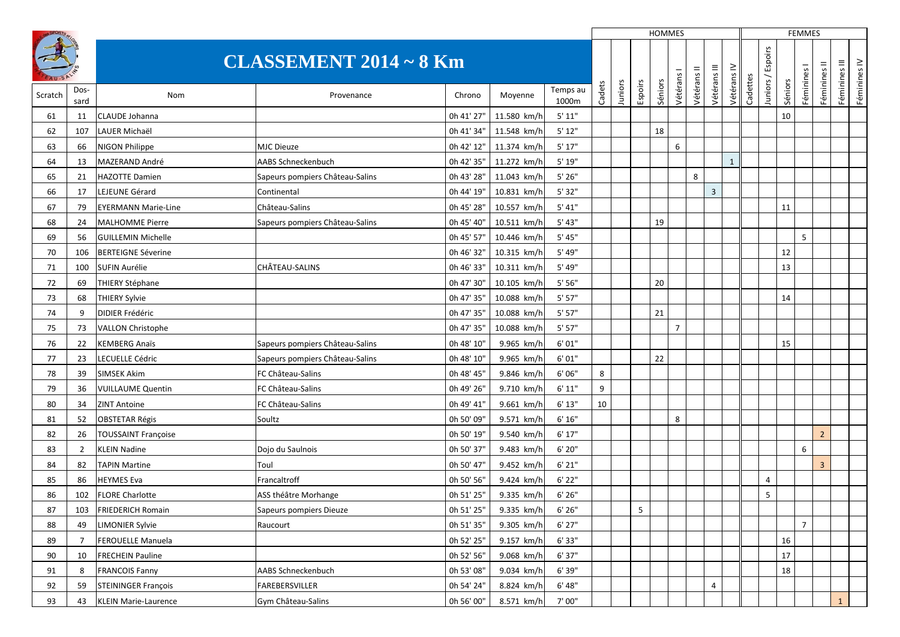# CLASSEMENT 2014 ~ 8 Km

| Scratch | Dossard | Nom | Provenance | Chrono | Moyenne | Temps au 1000m | HOMMES | | | | | | | | FEMMES | | | | | | |
|---|---|---|---|---|---|---|---|---|---|---|---|---|---|---|---|---|---|---|---|---|---|
| | | | | | | | Cadets | Juniors | Espoirs | Séniors | Vétérans I | Vétérans II | Vétérans III | Vétérans IV | Cadettes | Juniors / Espoirs | Séniors | Féminines I | Féminines II | Féminines III | Féminines IV |
| 61 | 11 | CLAUDE Johanna | | 0h 41' 27" | 11.580 km/h | 5' 11" | | | | | | | | | | | 10 | | | | |
| 62 | 107 | LAUER Michaël | | 0h 41' 34" | 11.548 km/h | 5' 12" | | | | 18 | | | | | | | | | | | |
| 63 | 66 | NIGON Philippe | MJC Dieuze | 0h 42' 12" | 11.374 km/h | 5' 17" | | | | | 6 | | | | | | | | | | |
| 64 | 13 | MAZERAND André | AABS Schneckenbuch | 0h 42' 35" | 11.272 km/h | 5' 19" | | | | | | | | 1 | | | | | | | |
| 65 | 21 | HAZOTTE Damien | Sapeurs pompiers Château-Salins | 0h 43' 28" | 11.043 km/h | 5' 26" | | | | | | 8 | | | | | | | | | |
| 66 | 17 | LEJEUNE Gérard | Continental | 0h 44' 19" | 10.831 km/h | 5' 32" | | | | | | | 3 | | | | | | | | |
| 67 | 79 | EYERMANN Marie-Line | Château-Salins | 0h 45' 28" | 10.557 km/h | 5' 41" | | | | | | | | | | | 11 | | | | |
| 68 | 24 | MALHOMME Pierre | Sapeurs pompiers Château-Salins | 0h 45' 40" | 10.511 km/h | 5' 43" | | | | 19 | | | | | | | | | | | |
| 69 | 56 | GUILLEMIN Michelle | | 0h 45' 57" | 10.446 km/h | 5' 45" | | | | | | | | | | | | 5 | | | |
| 70 | 106 | BERTEIGNE Séverine | | 0h 46' 32" | 10.315 km/h | 5' 49" | | | | | | | | | | | 12 | | | | |
| 71 | 100 | SUFIN Aurélie | CHÂTEAU-SALINS | 0h 46' 33" | 10.311 km/h | 5' 49" | | | | | | | | | | | 13 | | | | |
| 72 | 69 | THIERY Stéphane | | 0h 47' 30" | 10.105 km/h | 5' 56" | | | | 20 | | | | | | | | | | | |
| 73 | 68 | THIERY Sylvie | | 0h 47' 35" | 10.088 km/h | 5' 57" | | | | | | | | | | | 14 | | | | |
| 74 | 9 | DIDIER Frédéric | | 0h 47' 35" | 10.088 km/h | 5' 57" | | | | 21 | | | | | | | | | | | |
| 75 | 73 | VALLON Christophe | | 0h 47' 35" | 10.088 km/h | 5' 57" | | | | | 7 | | | | | | | | | | |
| 76 | 22 | KEMBERG Anaïs | Sapeurs pompiers Château-Salins | 0h 48' 10" | 9.965 km/h | 6' 01" | | | | | | | | | | | 15 | | | | |
| 77 | 23 | LECUELLE Cédric | Sapeurs pompiers Château-Salins | 0h 48' 10" | 9.965 km/h | 6' 01" | | | | 22 | | | | | | | | | | | |
| 78 | 39 | SIMSEK Akim | FC Château-Salins | 0h 48' 45" | 9.846 km/h | 6' 06" | 8 | | | | | | | | | | | | | | |
| 79 | 36 | VUILLAUME Quentin | FC Château-Salins | 0h 49' 26" | 9.710 km/h | 6' 11" | 9 | | | | | | | | | | | | | | |
| 80 | 34 | ZINT Antoine | FC Château-Salins | 0h 49' 41" | 9.661 km/h | 6' 13" | 10 | | | | | | | | | | | | | | |
| 81 | 52 | OBSTETAR Régis | Soultz | 0h 50' 09" | 9.571 km/h | 6' 16" | | | | | 8 | | | | | | | | | | |
| 82 | 26 | TOUSSAINT Françoise | | 0h 50' 19" | 9.540 km/h | 6' 17" | | | | | | | | | | | | | 2 | | |
| 83 | 2 | KLEIN Nadine | Dojo du Saulnois | 0h 50' 37" | 9.483 km/h | 6' 20" | | | | | | | | | | | | 6 | | | |
| 84 | 82 | TAPIN Martine | Toul | 0h 50' 47" | 9.452 km/h | 6' 21" | | | | | | | | | | | | | 3 | | |
| 85 | 86 | HEYMES Eva | Francaltroff | 0h 50' 56" | 9.424 km/h | 6' 22" | | | | | | | | | | 4 | | | | | |
| 86 | 102 | FLORE Charlotte | ASS théâtre Morhange | 0h 51' 25" | 9.335 km/h | 6' 26" | | | | | | | | | | 5 | | | | | |
| 87 | 103 | FRIEDERICH Romain | Sapeurs pompiers Dieuze | 0h 51' 25" | 9.335 km/h | 6' 26" | | | 5 | | | | | | | | | | | | |
| 88 | 49 | LIMONIER Sylvie | Raucourt | 0h 51' 35" | 9.305 km/h | 6' 27" | | | | | | | | | | | | 7 | | | |
| 89 | 7 | FEROUELLE Manuela | | 0h 52' 25" | 9.157 km/h | 6' 33" | | | | | | | | | | | 16 | | | | |
| 90 | 10 | FRECHEIN Pauline | | 0h 52' 56" | 9.068 km/h | 6' 37" | | | | | | | | | | | 17 | | | | |
| 91 | 8 | FRANCOIS Fanny | AABS Schneckenbuch | 0h 53' 08" | 9.034 km/h | 6' 39" | | | | | | | | | | | 18 | | | | |
| 92 | 59 | STEININGER François | FAREBERSVILLER | 0h 54' 24" | 8.824 km/h | 6' 48" | | | | | | | 4 | | | | | | | | |
| 93 | 43 | KLEIN Marie-Laurence | Gym Château-Salins | 0h 56' 00" | 8.571 km/h | 7' 00" | | | | | | | | | | | | | | 1 | |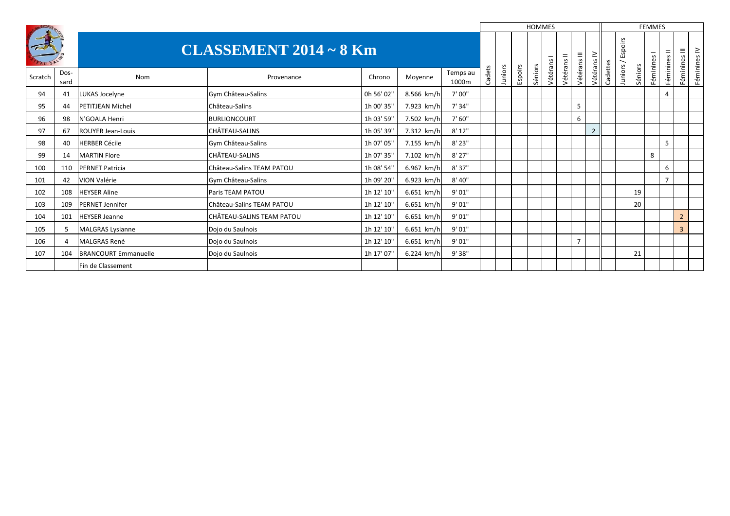# CLASSEMENT 2014 ~ 8 Km

| | | | | | | | HOMMES | | | | | | | | FEMMES | | | | | | |
|---|---|---|---|---|---|---|---|---|---|---|---|---|---|---|---|---|---|---|---|---|---|
| Scratch | Dos-sard | Nom | Provenance | Chrono | Moyenne | Temps au 1000m | Cadets | Juniors | Espoirs | Séniors | Vétérans I | Vétérans II | Vétérans III | Vétérans IV | Cadettes | Juniors / Espoirs | Séniors | Féminines I | Féminines II | Féminines III | Féminines IV |
| 94 | 41 | LUKAS Jocelyne | Gym Château-Salins | 0h 56' 02" | 8.566 km/h | 7' 00" | | | | | | | | | | | | | 4 | | |
| 95 | 44 | PETITJEAN Michel | Château-Salins | 1h 00' 35" | 7.923 km/h | 7' 34" | | | | | | | 5 | | | | | | | | |
| 96 | 98 | N'GOALA Henri | BURLIONCOURT | 1h 03' 59" | 7.502 km/h | 7' 60" | | | | | | | 6 | | | | | | | | |
| 97 | 67 | ROUYER Jean-Louis | CHÂTEAU-SALINS | 1h 05' 39" | 7.312 km/h | 8' 12" | | | | | | | | 2 | | | | | | | |
| 98 | 40 | HERBER Cécile | Gym Château-Salins | 1h 07' 05" | 7.155 km/h | 8' 23" | | | | | | | | | | | | | 5 | | |
| 99 | 14 | MARTIN Flore | CHÂTEAU-SALINS | 1h 07' 35" | 7.102 km/h | 8' 27" | | | | | | | | | | | | 8 | | | |
| 100 | 110 | PERNET Patricia | Château-Salins TEAM PATOU | 1h 08' 54" | 6.967 km/h | 8' 37" | | | | | | | | | | | | | 6 | | |
| 101 | 42 | VION Valérie | Gym Château-Salins | 1h 09' 20" | 6.923 km/h | 8' 40" | | | | | | | | | | | | | 7 | | |
| 102 | 108 | HEYSER Aline | Paris TEAM PATOU | 1h 12' 10" | 6.651 km/h | 9' 01" | | | | | | | | | | | 19 | | | | |
| 103 | 109 | PERNET Jennifer | Château-Salins TEAM PATOU | 1h 12' 10" | 6.651 km/h | 9' 01" | | | | | | | | | | | 20 | | | | |
| 104 | 101 | HEYSER Jeanne | CHÂTEAU-SALINS TEAM PATOU | 1h 12' 10" | 6.651 km/h | 9' 01" | | | | | | | | | | | | | | 2 | |
| 105 | 5 | MALGRAS Lysianne | Dojo du Saulnois | 1h 12' 10" | 6.651 km/h | 9' 01" | | | | | | | | | | | | | | 3 | |
| 106 | 4 | MALGRAS René | Dojo du Saulnois | 1h 12' 10" | 6.651 km/h | 9' 01" | | | | | | | 7 | | | | | | | | |
| 107 | 104 | BRANCOURT Emmanuelle | Dojo du Saulnois | 1h 17' 07" | 6.224 km/h | 9' 38" | | | | | | | | | | | 21 | | | | |
| | | Fin de Classement | | | | | | | | | | | | | | | | | | | |